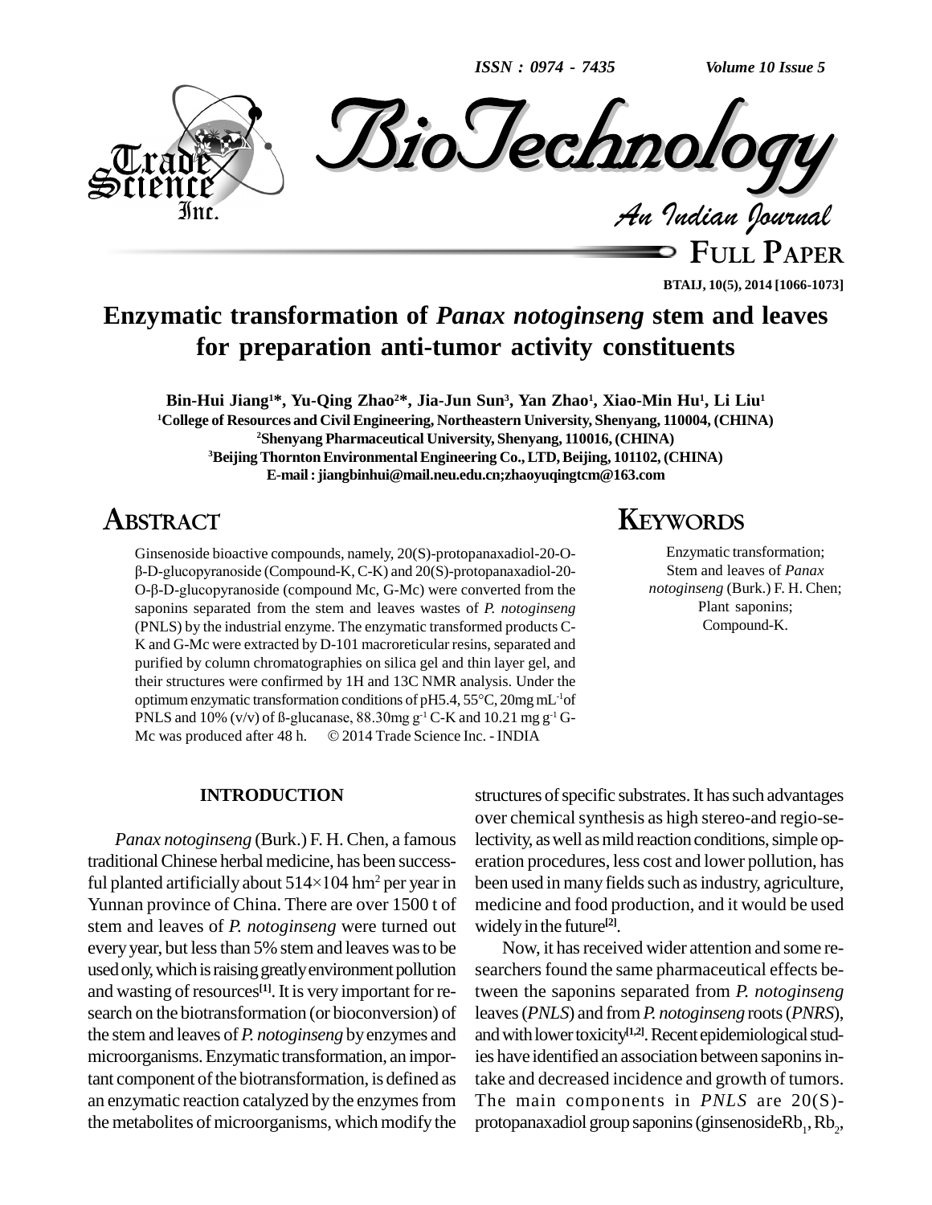# Enzymatic transformation of *Panax notoginseng* stem and leaves for preparation anti-tumor activity constituents

**Bin-Hui Jiang[1]\*, Yu-Qing Zhao[2]\*, Jia-Jun Sun[3], Yan Zhao[1], Xiao-Min Hu[1], Li Liu[1]**

[1]College of Resources and Civil Engineering, Northeastern University, Shenyang, 110004, (CHINA)

[2]Shenyang Pharmaceutical University, Shenyang, 110016, (CHINA)

[3]Beijing Thornton Environmental Engineering Co., LTD, Beijing, 101102, (CHINA)

E-mail : jiangbinhui@mail.neu.edu.cn;zhaoyuqingtcm@163.com

## ABSTRACT

Ginsenoside bioactive compounds, namely, 20(S)-protopanaxadiol-20-O-β-D-glucopyranoside (Compound-K, C-K) and 20(S)-protopanaxadiol-20-O-β-D-glucopyranoside (compound Mc, G-Mc) were converted from the saponins separated from the stem and leaves wastes of *P. notoginseng* (PNLS) by the industrial enzyme. The enzymatic transformed products C-K and G-Mc were extracted by D-101 macroreticular resins, separated and purified by column chromatographies on silica gel and thin layer gel, and their structures were confirmed by 1H and 13C NMR analysis. Under the optimum enzymatic transformation conditions of pH5.4, 55°C, 20mg $mL^{-1}$of PNLS and 10% (v/v) of ß-glucanase, 88.30mg $g^{-1}$ C-K and 10.21 mg $g^{-1}$ G-Mc was produced after 48 h. © 2014 Trade Science Inc. - INDIA

## KEYWORDS

Enzymatic transformation;
Stem and leaves of *Panax notoginseng* (Burk.) F. H. Chen;
Plant saponins;
Compound-K.

## INTRODUCTION

*Panax notoginseng* (Burk.) F. H. Chen, a famous traditional Chinese herbal medicine, has been successful planted artificially about 514×104 $hm^2$ per year in Yunnan province of China. There are over 1500 t of stem and leaves of *P. notoginseng* were turned out every year, but less than 5% stem and leaves was to be used only, which is raising greatly environment pollution and wasting of resources[1]. It is very important for research on the biotransformation (or bioconversion) of the stem and leaves of *P. notoginseng* by enzymes and microorganisms. Enzymatic transformation, an important component of the biotransformation, is defined as an enzymatic reaction catalyzed by the enzymes from the metabolites of microorganisms, which modify the structures of specific substrates. It has such advantages over chemical synthesis as high stereo-and regio-selectivity, as well as mild reaction conditions, simple operation procedures, less cost and lower pollution, has been used in many fields such as industry, agriculture, medicine and food production, and it would be used widely in the future[2].

Now, it has received wider attention and some researchers found the same pharmaceutical effects between the saponins separated from *P. notoginseng* leaves (*PNLS*) and from *P. notoginseng* roots (*PNRS*), and with lower toxicity[1,2]. Recent epidemiological studies have identified an association between saponins intake and decreased incidence and growth of tumors. The main components in *PNLS* are 20(S)-protopanaxadiol group saponins (ginsenoside$Rb_1$, $Rb_2$,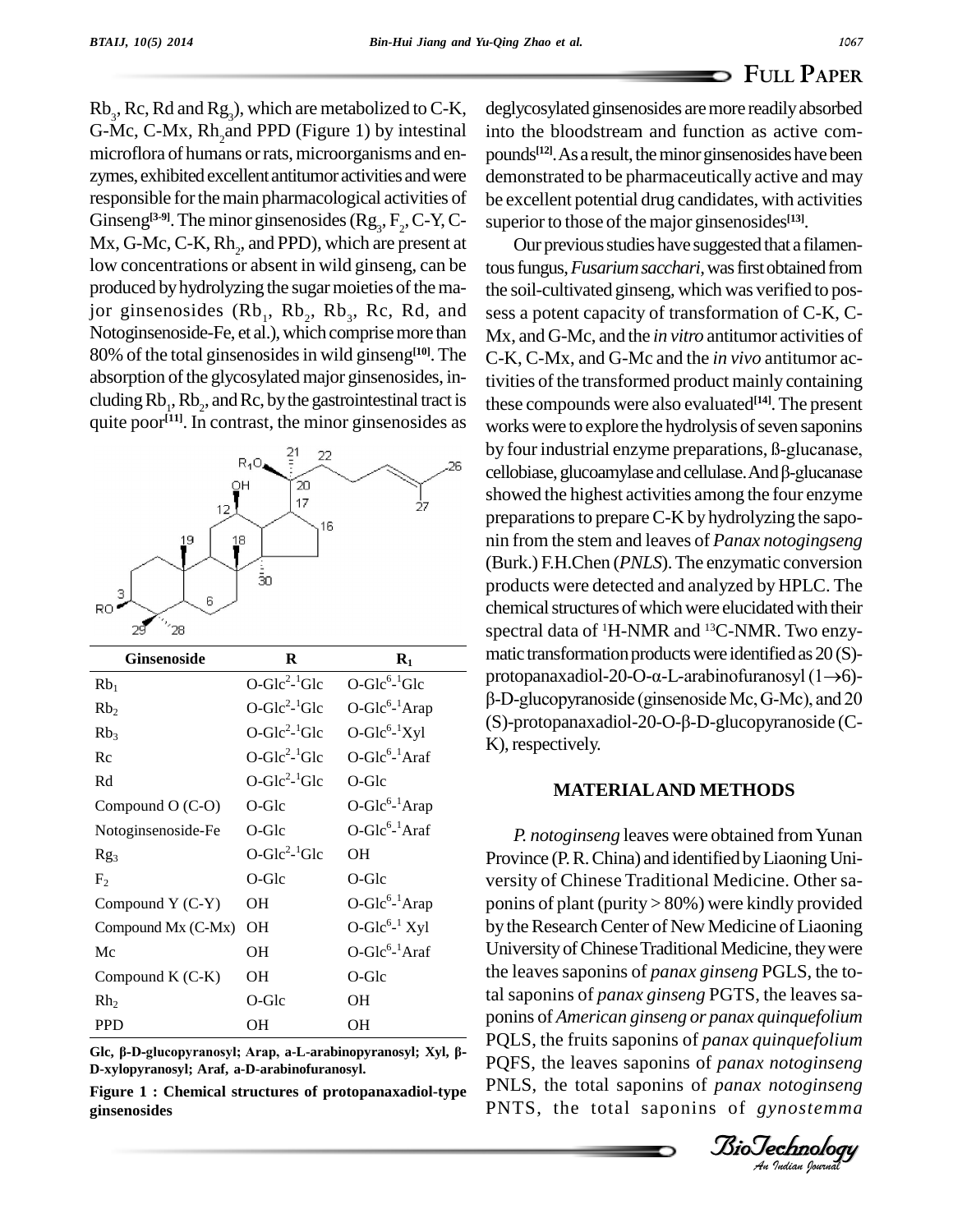$Rb_3$, Rc, Rd and $Rg_3$), which are metabolized to C-K, G-Mc, C-Mx, $Rh_2$ and PPD (Figure 1) by intestinal microflora of humans or rats, microorganisms and enzymes, exhibited excellent antitumor activities and were responsible for the main pharmacological activities of Ginseng[3-9]. The minor ginsenosides ($Rg_3$, $F_2$, C-Y, C-Mx, G-Mc, C-K, $Rh_2$, and PPD), which are present at low concentrations or absent in wild ginseng, can be produced by hydrolyzing the sugar moieties of the major ginsenosides ($Rb_1$, $Rb_2$, $Rb_3$, Rc, Rd, and Notoginsenoside-Fe, et al.), which comprise more than 80% of the total ginsenosides in wild ginseng[10]. The absorption of the glycosylated major ginsenosides, including $Rb_1$, $Rb_2$, and Rc, by the gastrointestinal tract is quite poor[11]. In contrast, the minor ginsenosides as deglycosylated ginsenosides are more readily absorbed into the bloodstream and function as active compounds[12]. As a result, the minor ginsenosides have been demonstrated to be pharmaceutically active and may be excellent potential drug candidates, with activities superior to those of the major ginsenosides[13].

| Ginsenoside | R | $R_1$ |
|---|---|---|
| $Rb_1$ | O-Glc$^2$-$^1$Glc | O-Glc$^6$-$^1$Glc |
| $Rb_2$ | O-Glc$^2$-$^1$Glc | O-Glc$^6$-$^1$Arap |
| $Rb_3$ | O-Glc$^2$-$^1$Glc | O-Glc$^6$-$^1$Xyl |
| Rc | O-Glc$^2$-$^1$Glc | O-Glc$^6$-$^1$Araf |
| Rd | O-Glc$^2$-$^1$Glc | O-Glc |
| Compound O (C-O) | O-Glc | O-Glc$^6$-$^1$Arap |
| Notoginsenoside-Fe | O-Glc | O-Glc$^6$-$^1$Araf |
| $Rg_3$ | O-Glc$^2$-$^1$Glc | OH |
| $F_2$ | O-Glc | O-Glc |
| Compound Y (C-Y) | OH | O-Glc$^6$-$^1$Arap |
| Compound Mx (C-Mx) | OH | O-Glc$^6$-$^1$ Xyl |
| Mc | OH | O-Glc$^6$-$^1$Araf |
| Compound K (C-K) | OH | O-Glc |
| $Rh_2$ | O-Glc | OH |
| PPD | OH | OH |

**Glc, β-D-glucopyranosyl; Arap, a-L-arabinopyranosyl; Xyl, β-D-xylopyranosyl; Araf, a-D-arabinofuranosyl.**

**Figure 1 : Chemical structures of protopanaxadiol-type ginsenosides**

Our previous studies have suggested that a filamentous fungus, *Fusarium sacchari*, was first obtained from the soil-cultivated ginseng, which was verified to possess a potent capacity of transformation of C-K, C-Mx, and G-Mc, and the *in vitro* antitumor activities of C-K, C-Mx, and G-Mc and the *in vivo* antitumor activities of the transformed product mainly containing these compounds were also evaluated[14]. The present works were to explore the hydrolysis of seven saponins by four industrial enzyme preparations, ß-glucanase, cellobiase, glucoamylase and cellulase. And β-glucanase showed the highest activities among the four enzyme preparations to prepare C-K by hydrolyzing the saponin from the stem and leaves of *Panax notogingseng* (Burk.) F.H.Chen (*PNLS*). The enzymatic conversion products were detected and analyzed by HPLC. The chemical structures of which were elucidated with their spectral data of $^1$H-NMR and $^{13}$C-NMR. Two enzymatic transformation products were identified as 20 (S)-protopanaxadiol-20-O-α-L-arabinofuranosyl (1→6)-β-D-glucopyranoside (ginsenoside Mc, G-Mc), and 20 (S)-protopanaxadiol-20-O-β-D-glucopyranoside (C-K), respectively.

## MATERIAL AND METHODS

*P. notoginseng* leaves were obtained from Yunan Province (P. R. China) and identified by Liaoning University of Chinese Traditional Medicine. Other saponins of plant (purity > 80%) were kindly provided by the Research Center of New Medicine of Liaoning University of Chinese Traditional Medicine, they were the leaves saponins of *panax ginseng* PGLS, the total saponins of *panax ginseng* PGTS, the leaves saponins of *American ginseng or panax quinquefolium* PQLS, the fruits saponins of *panax quinquefolium* PQFS, the leaves saponins of *panax notoginseng* PNLS, the total saponins of *panax notoginseng* PNTS, the total saponins of *gynostemma*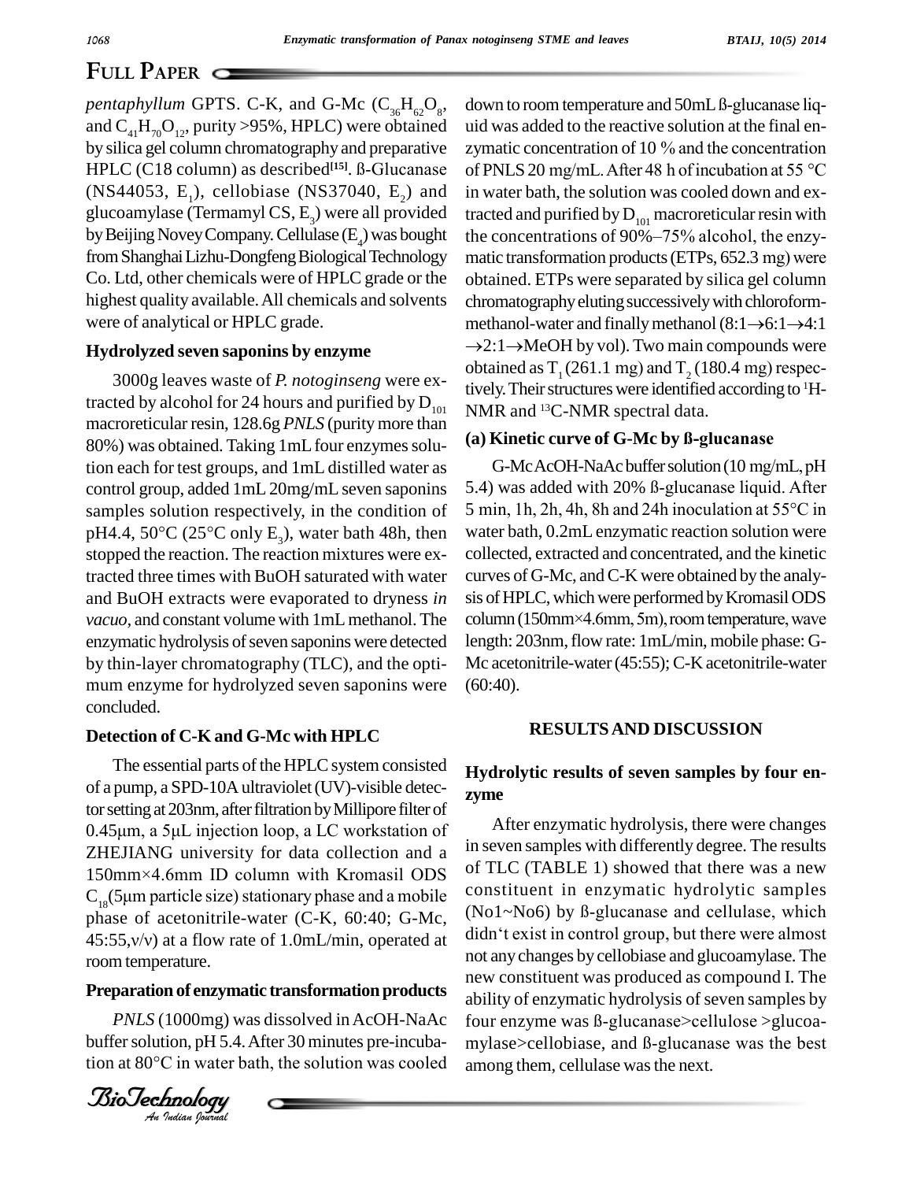*pentaphyllum* GPTS. C-K, and G-Mc ($C_{36}H_{62}O_8$, and $C_{41}H_{70}O_{12}$, purity >95%, HPLC) were obtained by silica gel column chromatography and preparative HPLC (C18 column) as described[15]. ß-Glucanase (NS44053, $E_1$), cellobiase (NS37040, $E_2$) and glucoamylase (Termamyl CS, $E_3$) were all provided by Beijing Novey Company. Cellulase ($E_4$) was bought from Shanghai Lizhu-Dongfeng Biological Technology Co. Ltd, other chemicals were of HPLC grade or the highest quality available. All chemicals and solvents were of analytical or HPLC grade.

### Hydrolyzed seven saponins by enzyme

3000g leaves waste of *P. notoginseng* were extracted by alcohol for 24 hours and purified by $D_{101}$ macroreticular resin, 128.6g *PNLS* (purity more than 80%) was obtained. Taking 1mL four enzymes solution each for test groups, and 1mL distilled water as control group, added 1mL 20mg/mL seven saponins samples solution respectively, in the condition of pH4.4, 50°C (25°C only $E_3$), water bath 48h, then stopped the reaction. The reaction mixtures were extracted three times with BuOH saturated with water and BuOH extracts were evaporated to dryness *in vacuo*, and constant volume with 1mL methanol. The enzymatic hydrolysis of seven saponins were detected by thin-layer chromatography (TLC), and the optimum enzyme for hydrolyzed seven saponins were concluded.

### Detection of C-K and G-Mc with HPLC

The essential parts of the HPLC system consisted of a pump, a SPD-10A ultraviolet (UV)-visible detector setting at 203nm, after filtration by Millipore filter of 0.45μm, a 5μL injection loop, a LC workstation of ZHEJIANG university for data collection and a 150mm×4.6mm ID column with Kromasil ODS $C_{18}$(5μm particle size) stationary phase and a mobile phase of acetonitrile-water (C-K, 60:40; G-Mc, 45:55,v/v) at a flow rate of 1.0mL/min, operated at room temperature.

### Preparation of enzymatic transformation products

*PNLS* (1000mg) was dissolved in AcOH-NaAc buffer solution, pH 5.4. After 30 minutes pre-incubation at 80°C in water bath, the solution was cooled down to room temperature and 50mL ß-glucanase liquid was added to the reactive solution at the final enzymatic concentration of 10 % and the concentration of PNLS 20 mg/mL. After 48 h of incubation at 55 °C in water bath, the solution was cooled down and extracted and purified by $D_{101}$ macroreticular resin with the concentrations of 90%–75% alcohol, the enzymatic transformation products (ETPs, 652.3 mg) were obtained. ETPs were separated by silica gel column chromatography eluting successively with chloroform-methanol-water and finally methanol (8:1→6:1→4:1 →2:1→MeOH by vol). Two main compounds were obtained as $T_1$ (261.1 mg) and $T_2$ (180.4 mg) respectively. Their structures were identified according to $^1$H-NMR and $^{13}$C-NMR spectral data.

### (a) Kinetic curve of G-Mc by ß-glucanase

G-Mc AcOH-NaAc buffer solution (10 mg/mL, pH 5.4) was added with 20% ß-glucanase liquid. After 5 min, 1h, 2h, 4h, 8h and 24h inoculation at 55°C in water bath, 0.2mL enzymatic reaction solution were collected, extracted and concentrated, and the kinetic curves of G-Mc, and C-K were obtained by the analysis of HPLC, which were performed by Kromasil ODS column (150mm×4.6mm, 5m), room temperature, wave length: 203nm, flow rate: 1mL/min, mobile phase: G-Mc acetonitrile-water (45:55); C-K acetonitrile-water (60:40).

## RESULTS AND DISCUSSION

### Hydrolytic results of seven samples by four enzyme

After enzymatic hydrolysis, there were changes in seven samples with differently degree. The results of TLC (TABLE 1) showed that there was a new constituent in enzymatic hydrolytic samples (No1~No6) by ß-glucanase and cellulase, which didn't exist in control group, but there were almost not any changes by cellobiase and glucoamylase. The new constituent was produced as compound I. The ability of enzymatic hydrolysis of seven samples by four enzyme was ß-glucanase>cellulose >glucoamylase>cellobiase, and ß-glucanase was the best among them, cellulase was the next.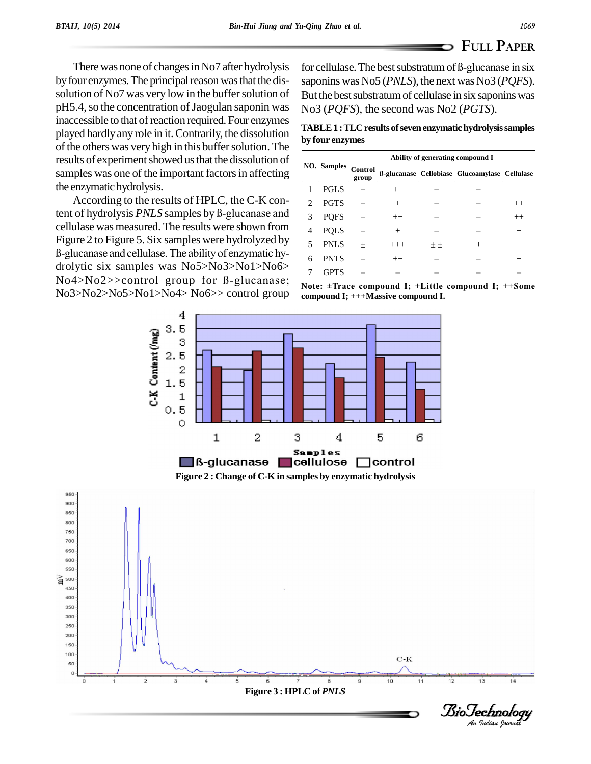There was none of changes in No7 after hydrolysis by four enzymes. The principal reason was that the dissolution of No7 was very low in the buffer solution of pH5.4, so the concentration of Jaogulan saponin was inaccessible to that of reaction required. Four enzymes played hardly any role in it. Contrarily, the dissolution of the others was very high in this buffer solution. The results of experiment showed us that the dissolution of samples was one of the important factors in affecting the enzymatic hydrolysis.

According to the results of HPLC, the C-K content of hydrolysis *PNLS* samples by ß-glucanase and cellulase was measured. The results were shown from Figure 2 to Figure 5. Six samples were hydrolyzed by ß-glucanase and cellulase. The ability of enzymatic hydrolytic six samples was No5>No3>No1>No6>No4>No2>>control group for ß-glucanase; No3>No2>No5>No1>No4> No6>> control group for cellulase. The best substratum of ß-glucanase in six saponins was No5 (*PNLS*), the next was No3 (*PQFS*). But the best substratum of cellulase in six saponins was No3 (*PQFS*), the second was No2 (*PGTS*).

**TABLE 1 : TLC results of seven enzymatic hydrolysis samples by four enzymes**

| NO. | Samples | Ability of generating compound I | | | | |
|---|---|---|---|---|---|---|
| | | Control group | ß-glucanase | Cellobiase | Glucoamylase | Cellulase |
| 1 | PGLS | – | ++ | – | – | + |
| 2 | PGTS | – | + | – | – | ++ |
| 3 | PQFS | – | ++ | – | – | ++ |
| 4 | PQLS | – | + | – | – | + |
| 5 | PNLS | ± | +++ | ±± | + | + |
| 6 | PNTS | – | ++ | – | – | + |
| 7 | GPTS | – | – | – | – | – |

**Note: ±Trace compound I; +Little compound I; ++Some compound I; +++Massive compound I.**

C-K Content (/mg)
4
3.5
3
2.5
2
1.5
1
0.5
0
1 2 3 4 5 6
Samples
ß-glucanase cellulose control

**Figure 2 : Change of C-K in samples by enzymatic hydrolysis**

mV
950 900 850 800 750 700 650 600 550 500 450 400 350 300 250 200 150 100 50 0
C-K
0 1 2 3 4 5 6 7 8 9 10 11 12 13 14

**Figure 3 : HPLC of *PNLS***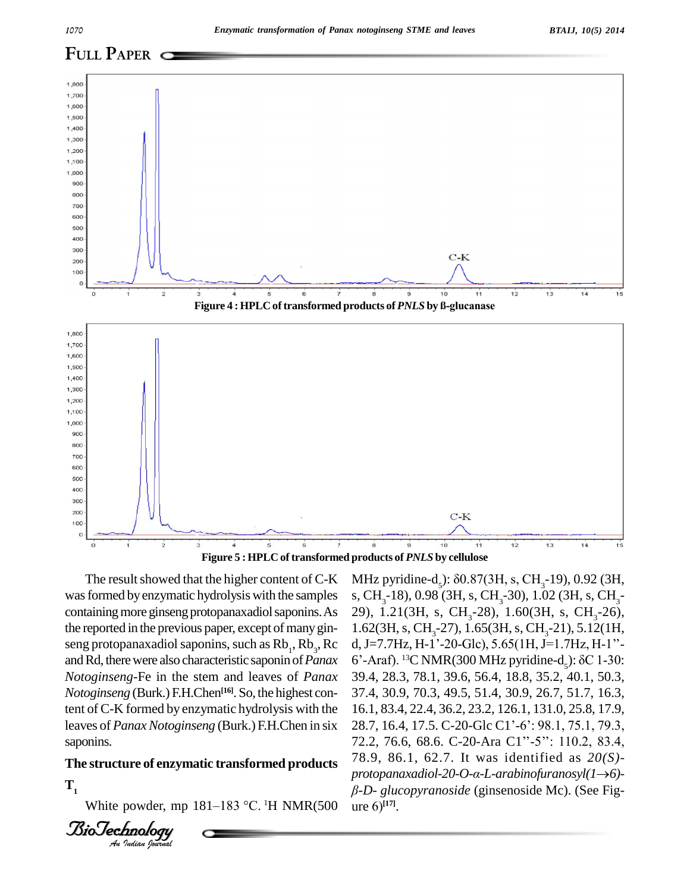1,800
1,700
1,600
1,500
1,400
1,300
1,200
1,100
1,000
900
800
700
600
500
400
300
200
100
0

C-K

0 1 2 3 4 5 6 7 8 9 10 11 12 13 14 15

**Figure 4 : HPLC of transformed products of *PNLS* by ß-glucanase**

1,800
1,700
1,600
1,500
1,400
1,300
1,200
1,100
1,000
900
800
700
600
500
400
300
200
100
0

C-K

0 1 2 3 4 5 6 7 8 9 10 11 12 13 14 15

**Figure 5 : HPLC of transformed products of *PNLS* by cellulose**

The result showed that the higher content of C-K was formed by enzymatic hydrolysis with the samples containing more ginseng protopanaxadiol saponins. As the reported in the previous paper, except of many ginseng protopanaxadiol saponins, such as $Rb_1$, $Rb_3$, Rc and Rd, there were also characteristic saponin of *Panax Notoginseng*-Fe in the stem and leaves of *Panax Notoginseng* (Burk.) F.H.Chen[16]. So, the highest content of C-K formed by enzymatic hydrolysis with the leaves of *Panax Notoginseng* (Burk.) F.H.Chen in six saponins.

## The structure of enzymatic transformed products

### $T_1$

White powder, mp 181–183 °C. $^1$H NMR(500 MHz pyridine-$d_5$): δ0.87(3H, s, $CH_3$-19), 0.92 (3H, s, $CH_3$-18), 0.98 (3H, s, $CH_3$-30), 1.02 (3H, s, $CH_3$-29), 1.21(3H, s, $CH_3$-28), 1.60(3H, s, $CH_3$-26), 1.62(3H, s, $CH_3$-27), 1.65(3H, s, $CH_3$-21), 5.12(1H, d, J=7.7Hz, H-1'-20-Glc), 5.65(1H, J=1.7Hz, H-1''-6'-Araf). $^{13}$C NMR(300 MHz pyridine-$d_5$): δC 1-30: 39.4, 28.3, 78.1, 39.6, 56.4, 18.8, 35.2, 40.1, 50.3, 37.4, 30.9, 70.3, 49.5, 51.4, 30.9, 26.7, 51.7, 16.3, 16.1, 83.4, 22.4, 36.2, 23.2, 126.1, 131.0, 25.8, 17.9, 28.7, 16.4, 17.5. C-20-Glc C1'-6': 98.1, 75.1, 79.3, 72.2, 76.6, 68.6. C-20-Ara C1''-5'': 110.2, 83.4, 78.9, 86.1, 62.7. It was identified as *20(S)-protopanaxadiol-20-O-α-L-arabinofuranosyl(1→6)-β-D- glucopyranoside* (ginsenoside Mc). (See Figure 6)[17].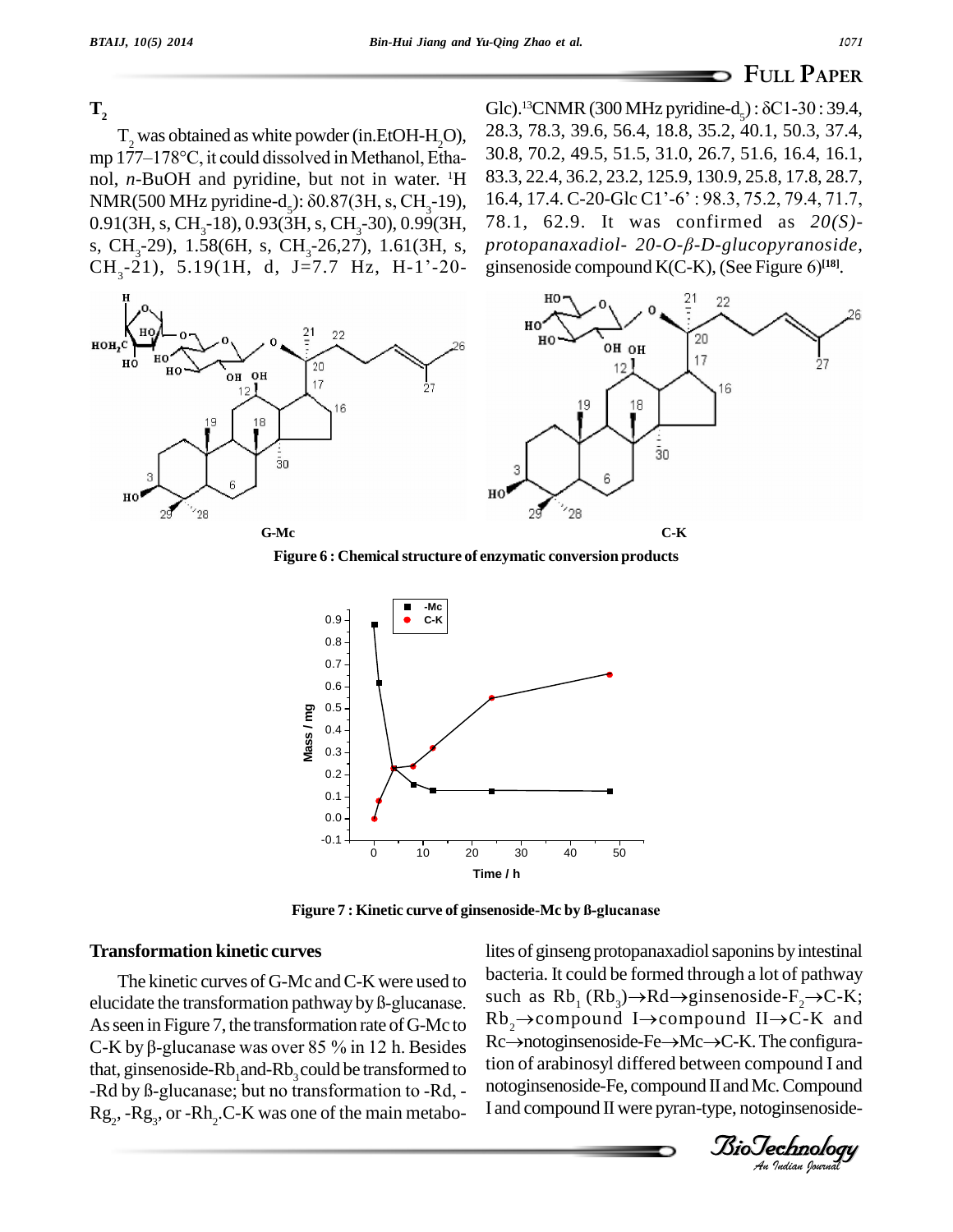### $T_2$

$T_2$ was obtained as white powder (in.EtOH-$H_2O$), mp 177–178°C, it could dissolved in Methanol, Ethanol, *n*-BuOH and pyridine, but not in water. $^1H$ NMR(500 MHz pyridine-$d_5$): δ0.87(3H, s, $CH_3$-19), 0.91(3H, s, $CH_3$-18), 0.93(3H, s, $CH_3$-30), 0.99(3H, s, $CH_3$-29), 1.58(6H, s, $CH_3$-26,27), 1.61(3H, s, $CH_3$-21), 5.19(1H, d, J=7.7 Hz, H-1'-20-Glc).$^{13}$CNMR (300 MHz pyridine-$d_5$) : δC1-30 : 39.4, 28.3, 78.3, 39.6, 56.4, 18.8, 35.2, 40.1, 50.3, 37.4, 30.8, 70.2, 49.5, 51.5, 31.0, 26.7, 51.6, 16.4, 16.1, 83.3, 22.4, 36.2, 23.2, 125.9, 130.9, 25.8, 17.8, 28.7, 16.4, 17.4. C-20-Glc C1'-6' : 98.3, 75.2, 79.4, 71.7, 78.1, 62.9. It was confirmed as *20(S)-protopanaxadiol- 20-O-β-D-glucopyranoside*, ginsenoside compound K(C-K), (See Figure 6)[18].

G-Mc

C-K

Figure 6 : Chemical structure of enzymatic conversion products

-Mc
C-K
Mass / mg
Time / h

Figure 7 : Kinetic curve of ginsenoside-Mc by ß-glucanase

### Transformation kinetic curves

The kinetic curves of G-Mc and C-K were used to elucidate the transformation pathway by ß-glucanase. As seen in Figure 7, the transformation rate of G-Mc to C-K by β-glucanase was over 85 % in 12 h. Besides that, ginsenoside-$Rb_1$ and-$Rb_3$ could be transformed to -Rd by ß-glucanase; but no transformation to -Rd, -$Rg_2$, -$Rg_3$, or -$Rh_2$.C-K was one of the main metabolites of ginseng protopanaxadiol saponins by intestinal bacteria. It could be formed through a lot of pathway such as $Rb_1$ ($Rb_3$)→Rd→ginsenoside-$F_2$→C-K; $Rb_2$→compound I→compound II→C-K and Rc→notoginsenoside-Fe→Mc→C-K. The configuration of arabinosyl differed between compound I and notoginsenoside-Fe, compound II and Mc. Compound I and compound II were pyran-type, notoginsenoside-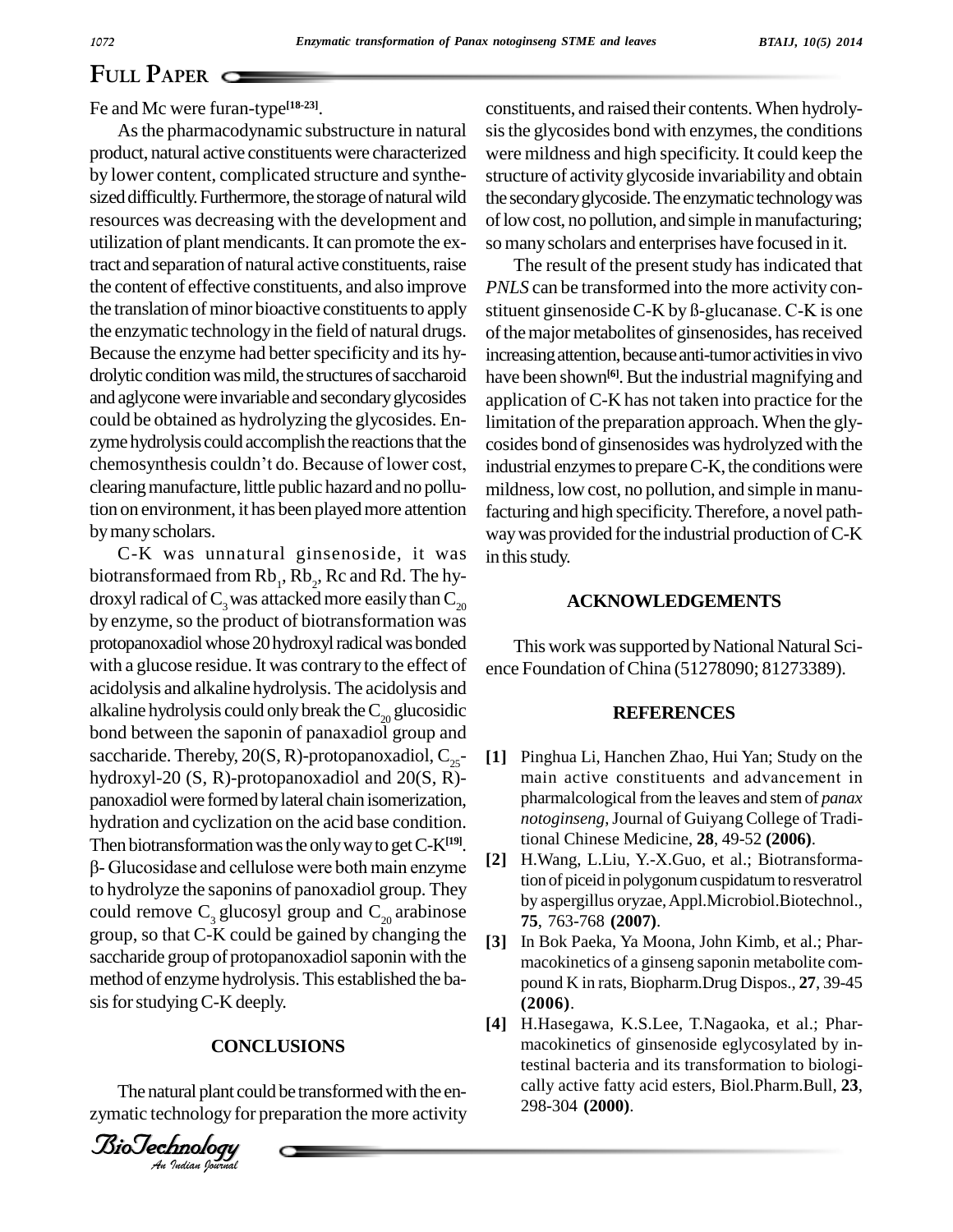Fe and Mc were furan-type[18-23].

As the pharmacodynamic substructure in natural product, natural active constituents were characterized by lower content, complicated structure and synthesized difficultly. Furthermore, the storage of natural wild resources was decreasing with the development and utilization of plant mendicants. It can promote the extract and separation of natural active constituents, raise the content of effective constituents, and also improve the translation of minor bioactive constituents to apply the enzymatic technology in the field of natural drugs. Because the enzyme had better specificity and its hydrolytic condition was mild, the structures of saccharoid and aglycone were invariable and secondary glycosides could be obtained as hydrolyzing the glycosides. Enzyme hydrolysis could accomplish the reactions that the chemosynthesis couldn't do. Because of lower cost, clearing manufacture, little public hazard and no pollution on environment, it has been played more attention by many scholars.

C-K was unnatural ginsenoside, it was biotransformaed from $Rb_1$, $Rb_2$, Rc and Rd. The hydroxyl radical of $C_3$ was attacked more easily than $C_{20}$ by enzyme, so the product of biotransformation was protopanoxadiol whose 20 hydroxyl radical was bonded with a glucose residue. It was contrary to the effect of acidolysis and alkaline hydrolysis. The acidolysis and alkaline hydrolysis could only break the $C_{20}$ glucosidic bond between the saponin of panaxadiol group and saccharide. Thereby, 20(S, R)-protopanoxadiol, $C_{25}$-hydroxyl-20 (S, R)-protopanoxadiol and 20(S, R)-panoxadiol were formed by lateral chain isomerization, hydration and cyclization on the acid base condition. Then biotransformation was the only way to get C-K[19]. β- Glucosidase and cellulose were both main enzyme to hydrolyze the saponins of panoxadiol group. They could remove $C_3$ glucosyl group and $C_{20}$ arabinose group, so that C-K could be gained by changing the saccharide group of protopanoxadiol saponin with the method of enzyme hydrolysis. This established the basis for studying C-K deeply.

## CONCLUSIONS

The natural plant could be transformed with the enzymatic technology for preparation the more activity constituents, and raised their contents. When hydrolysis the glycosides bond with enzymes, the conditions were mildness and high specificity. It could keep the structure of activity glycoside invariability and obtain the secondary glycoside. The enzymatic technology was of low cost, no pollution, and simple in manufacturing; so many scholars and enterprises have focused in it.

The result of the present study has indicated that *PNLS* can be transformed into the more activity constituent ginsenoside C-K by ß-glucanase. C-K is one of the major metabolites of ginsenosides, has received increasing attention, because anti-tumor activities in vivo have been shown[6]. But the industrial magnifying and application of C-K has not taken into practice for the limitation of the preparation approach. When the glycosides bond of ginsenosides was hydrolyzed with the industrial enzymes to prepare C-K, the conditions were mildness, low cost, no pollution, and simple in manufacturing and high specificity. Therefore, a novel pathway was provided for the industrial production of C-K in this study.

## ACKNOWLEDGEMENTS

This work was supported by National Natural Science Foundation of China (51278090; 81273389).

## REFERENCES

[1] Pinghua Li, Hanchen Zhao, Hui Yan; Study on the main active constituents and advancement in pharmalcological from the leaves and stem of *panax notoginseng*, Journal of Guiyang College of Traditional Chinese Medicine, **28**, 49-52 **(2006)**.

[2] H.Wang, L.Liu, Y.-X.Guo, et al.; Biotransformation of piceid in polygonum cuspidatum to resveratrol by aspergillus oryzae, Appl.Microbiol.Biotechnol., **75**, 763-768 **(2007)**.

[3] In Bok Paeka, Ya Moona, John Kimb, et al.; Pharmacokinetics of a ginseng saponin metabolite compound K in rats, Biopharm.Drug Dispos., **27**, 39-45 **(2006)**.

[4] H.Hasegawa, K.S.Lee, T.Nagaoka, et al.; Pharmacokinetics of ginsenoside eglycosylated by intestinal bacteria and its transformation to biologically active fatty acid esters, Biol.Pharm.Bull, **23**, 298-304 **(2000)**.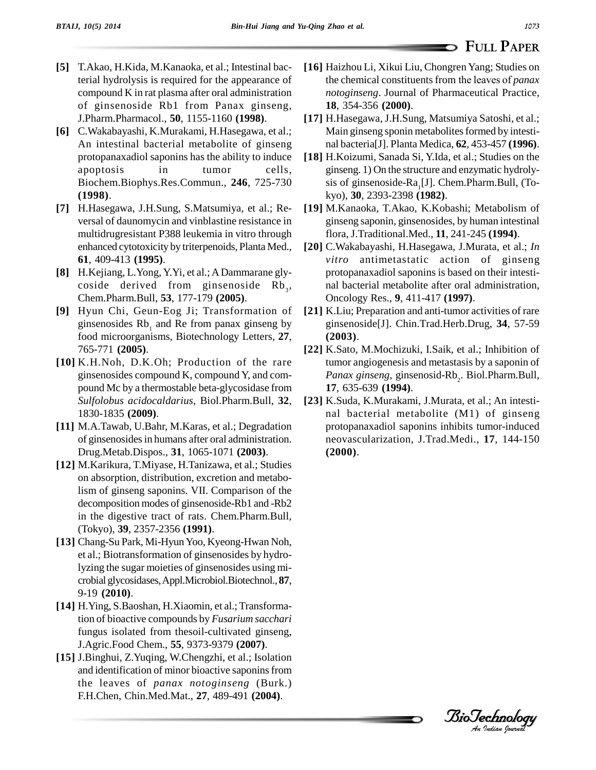**[5]** T.Akao, H.Kida, M.Kanaoka, et al.; Intestinal bacterial hydrolysis is required for the appearance of compound K in rat plasma after oral administration of ginsenoside Rb1 from Panax ginseng, J.Pharm.Pharmacol., **50**, 1155-1160 **(1998)**.

**[6]** C.Wakabayashi, K.Murakami, H.Hasegawa, et al.; An intestinal bacterial metabolite of ginseng protopanaxadiol saponins has the ability to induce apoptosis in tumor cells, Biochem.Biophys.Res.Commun., **246**, 725-730 **(1998)**.

**[7]** H.Hasegawa, J.H.Sung, S.Matsumiya, et al.; Reversal of daunomycin and vinblastine resistance in multidrugresistant P388 leukemia in vitro through enhanced cytotoxicity by triterpenoids, Planta Med., **61**, 409-413 **(1995)**.

**[8]** H.Kejiang, L.Yong, Y.Yi, et al.; A Dammarane glycoside derived from ginsenoside $Rb_3$, Chem.Pharm.Bull, **53**, 177-179 **(2005)**.

**[9]** Hyun Chi, Geun-Eog Ji; Transformation of ginsenosides $Rb_1$ and Re from panax ginseng by food microorganisms, Biotechnology Letters, **27**, 765-771 **(2005)**.

**[10]** K.H.Noh, D.K.Oh; Production of the rare ginsenosides compound K, compound Y, and compound Mc by a thermostable beta-glycosidase from *Sulfolobus acidocaldarius*, Biol.Pharm.Bull, **32**, 1830-1835 **(2009)**.

**[11]** M.A.Tawab, U.Bahr, M.Karas, et al.; Degradation of ginsenosides in humans after oral administration. Drug.Metab.Dispos., **31**, 1065-1071 **(2003)**.

**[12]** M.Karikura, T.Miyase, H.Tanizawa, et al.; Studies on absorption, distribution, excretion and metabolism of ginseng saponins. VII. Comparison of the decomposition modes of ginsenoside-Rb1 and -Rb2 in the digestive tract of rats. Chem.Pharm.Bull, (Tokyo), **39**, 2357-2356 **(1991)**.

**[13]** Chang-Su Park, Mi-Hyun Yoo, Kyeong-Hwan Noh, et al.; Biotransformation of ginsenosides by hydrolyzing the sugar moieties of ginsenosides using microbial glycosidases, Appl.Microbiol.Biotechnol., **87**, 9-19 **(2010)**.

**[14]** H.Ying, S.Baoshan, H.Xiaomin, et al.; Transformation of bioactive compounds by *Fusarium sacchari* fungus isolated from thesoil-cultivated ginseng, J.Agric.Food Chem., **55**, 9373-9379 **(2007)**.

**[15]** J.Binghui, Z.Yuqing, W.Chengzhi, et al.; Isolation and identification of minor bioactive saponins from the leaves of *panax notoginseng* (Burk.) F.H.Chen, Chin.Med.Mat., **27**, 489-491 **(2004)**.

**[16]** Haizhou Li, Xikui Liu, Chongren Yang; Studies on the chemical constituents from the leaves of *panax notoginseng*. Journal of Pharmaceutical Practice, **18**, 354-356 **(2000)**.

**[17]** H.Hasegawa, J.H.Sung, Matsumiya Satoshi, et al.; Main ginseng sponin metabolites formed by intestinal bacteria[J]. Planta Medica, **62**, 453-457 **(1996)**.

**[18]** H.Koizumi, Sanada Si, Y.Ida, et al.; Studies on the ginseng. 1) On the structure and enzymatic hydrolysis of ginsenoside-$Ra_1$[J]. Chem.Pharm.Bull, (Tokyo), **30**, 2393-2398 **(1982)**.

**[19]** M.Kanaoka, T.Akao, K.Kobashi; Metabolism of ginseng saponin, ginsenosides, by human intestinal flora, J.Traditional.Med., **11**, 241-245 **(1994)**.

**[20]** C.Wakabayashi, H.Hasegawa, J.Murata, et al.; *In vitro* antimetastatic action of ginseng protopanaxadiol saponins is based on their intestinal bacterial metabolite after oral administration, Oncology Res., **9**, 411-417 **(1997)**.

**[21]** K.Liu; Preparation and anti-tumor activities of rare ginsenoside[J]. Chin.Trad.Herb.Drug, **34**, 57-59 **(2003)**.

**[22]** K.Sato, M.Mochizuki, I.Saik, et al.; Inhibition of tumor angiogenesis and metastasis by a saponin of *Panax ginseng,* ginsenosid-$Rb_2$. Biol.Pharm.Bull, **17**, 635-639 **(1994)**.

**[23]** K.Suda, K.Murakami, J.Murata, et al.; An intestinal bacterial metabolite (M1) of ginseng protopanaxadiol saponins inhibits tumor-induced neovascularization, J.Trad.Medi., **17**, 144-150 **(2000)**.